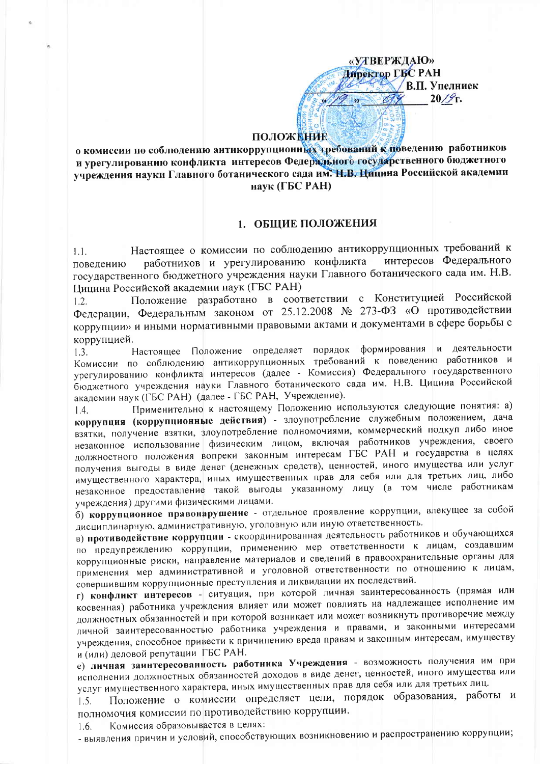«УТВЕРЖДАЮ»
Директор ГБС РАН
_____________ В.П. Упелниек
«19» 04 2019г.

**ПОЛОЖЕНИЕ**
**о комиссии по соблюдению антикоррупционных требований к поведению работников и урегулированию конфликта интересов Федерального государственного бюджетного учреждения науки Главного ботанического сада им. Н.В. Цицина Российской академии наук (ГБС РАН)**

## 1. ОБЩИЕ ПОЛОЖЕНИЯ

1.1. Настоящее о комиссии по соблюдению антикоррупционных требований к поведению работников и урегулированию конфликта интересов Федерального государственного бюджетного учреждения науки Главного ботанического сада им. Н.В. Цицина Российской академии наук (ГБС РАН)

1.2. Положение разработано в соответствии с Конституцией Российской Федерации, Федеральным законом от 25.12.2008 № 273-ФЗ «О противодействии коррупции» и иными нормативными правовыми актами и документами в сфере борьбы с коррупцией.

1.3. Настоящее Положение определяет порядок формирования и деятельности Комиссии по соблюдению антикоррупционных требований к поведению работников и урегулированию конфликта интересов (далее - Комиссия) Федерального государственного бюджетного учреждения науки Главного ботанического сада им. Н.В. Цицина Российской академии наук (ГБС РАН) (далее - ГБС РАН, Учреждение).

1.4. Применительно к настоящему Положению используются следующие понятия: а) **коррупция (коррупционные действия)** - злоупотребление служебным положением, дача взятки, получение взятки, злоупотребление полномочиями, коммерческий подкуп либо иное незаконное использование физическим лицом, включая работников учреждения, своего должностного положения вопреки законным интересам ГБС РАН и государства в целях получения выгоды в виде денег (денежных средств), ценностей, иного имущества или услуг имущественного характера, иных имущественных прав для себя или для третьих лиц, либо незаконное предоставление такой выгоды указанному лицу (в том числе работникам учреждения) другими физическими лицами.

б) **коррупционное правонарушение** - отдельное проявление коррупции, влекущее за собой дисциплинарную, административную, уголовную или иную ответственность.

в) **противодействие коррупции** - скоординированная деятельность работников и обучающихся по предупреждению коррупции, применению мер ответственности к лицам, создавшим коррупционные риски, направление материалов и сведений в правоохранительные органы для применения мер административной и уголовной ответственности по отношению к лицам, совершившим коррупционные преступления и ликвидации их последствий.

г) **конфликт интересов** - ситуация, при которой личная заинтересованность (прямая или косвенная) работника учреждения влияет или может повлиять на надлежащее исполнение им должностных обязанностей и при которой возникает или может возникнуть противоречие между личной заинтересованностью работника учреждения и правами, и законными интересами учреждения, способное привести к причинению вреда правам и законным интересам, имуществу и (или) деловой репутации ГБС РАН.

е) **личная заинтересованность работника Учреждения** - возможность получения им при исполнении должностных обязанностей доходов в виде денег, ценностей, иного имущества или услуг имущественного характера, иных имущественных прав для себя или для третьих лиц.

1.5. Положение о комиссии определяет цели, порядок образования, работы и полномочия комиссии по противодействию коррупции.

1.6. Комиссия образовывается в целях:

- выявления причин и условий, способствующих возникновению и распространению коррупции;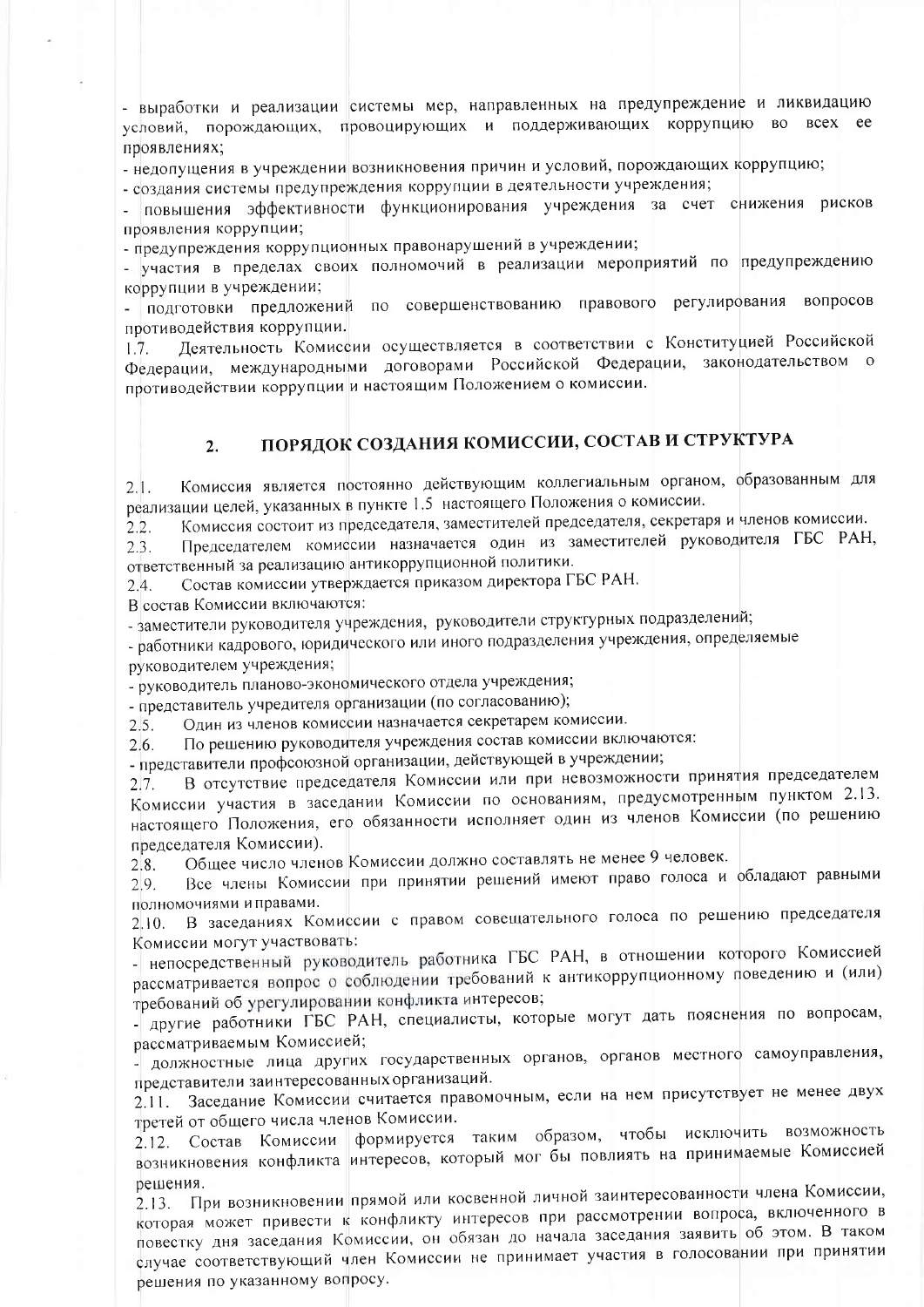- выработки и реализации системы мер, направленных на предупреждение и ликвидацию условий, порождающих, провоцирующих и поддерживающих коррупцию во всех ее проявлениях;
- недопущения в учреждении возникновения причин и условий, порождающих коррупцию;
- создания системы предупреждения коррупции в деятельности учреждения;
- повышения эффективности функционирования учреждения за счет снижения рисков проявления коррупции;
- предупреждения коррупционных правонарушений в учреждении;
- участия в пределах своих полномочий в реализации мероприятий по предупреждению коррупции в учреждении;
- подготовки предложений по совершенствованию правового регулирования вопросов противодействия коррупции.

1.7. Деятельность Комиссии осуществляется в соответствии с Конституцией Российской Федерации, международными договорами Российской Федерации, законодательством о противодействии коррупции и настоящим Положением о комиссии.

## 2. ПОРЯДОК СОЗДАНИЯ КОМИССИИ, СОСТАВ И СТРУКТУРА

2.1. Комиссия является постоянно действующим коллегиальным органом, образованным для реализации целей, указанных в пункте 1.5 настоящего Положения о комиссии.

2.2. Комиссия состоит из председателя, заместителей председателя, секретаря и членов комиссии.

2.3. Председателем комиссии назначается один из заместителей руководителя ГБС РАН, ответственный за реализацию антикоррупционной политики.

2.4. Состав комиссии утверждается приказом директора ГБС РАН.

В состав Комиссии включаются:

- заместители руководителя учреждения, руководители структурных подразделений;
- работники кадрового, юридического или иного подразделения учреждения, определяемые руководителем учреждения;
- руководитель планово-экономического отдела учреждения;
- представитель учредителя организации (по согласованию);

2.5. Один из членов комиссии назначается секретарем комиссии.

2.6. По решению руководителя учреждения состав комиссии включаются:

- представители профсоюзной организации, действующей в учреждении;

2.7. В отсутствие председателя Комиссии или при невозможности принятия председателем Комиссии участия в заседании Комиссии по основаниям, предусмотренным пунктом 2.13. настоящего Положения, его обязанности исполняет один из членов Комиссии (по решению председателя Комиссии).

2.8. Общее число членов Комиссии должно составлять не менее 9 человек.

2.9. Все члены Комиссии при принятии решений имеют право голоса и обладают равными полномочиями и правами.

2.10. В заседаниях Комиссии с правом совещательного голоса по решению председателя Комиссии могут участвовать:

- непосредственный руководитель работника ГБС РАН, в отношении которого Комиссией рассматривается вопрос о соблюдении требований к антикоррупционному поведению и (или) требований об урегулировании конфликта интересов;
- другие работники ГБС РАН, специалисты, которые могут дать пояснения по вопросам, рассматриваемым Комиссией;
- должностные лица других государственных органов, органов местного самоуправления, представители заинтересованных организаций.

2.11. Заседание Комиссии считается правомочным, если на нем присутствует не менее двух третей от общего числа членов Комиссии.

2.12. Состав Комиссии формируется таким образом, чтобы исключить возможность возникновения конфликта интересов, который мог бы повлиять на принимаемые Комиссией решения.

2.13. При возникновении прямой или косвенной личной заинтересованности члена Комиссии, которая может привести к конфликту интересов при рассмотрении вопроса, включенного в повестку дня заседания Комиссии, он обязан до начала заседания заявить об этом. В таком случае соответствующий член Комиссии не принимает участия в голосовании при принятии решения по указанному вопросу.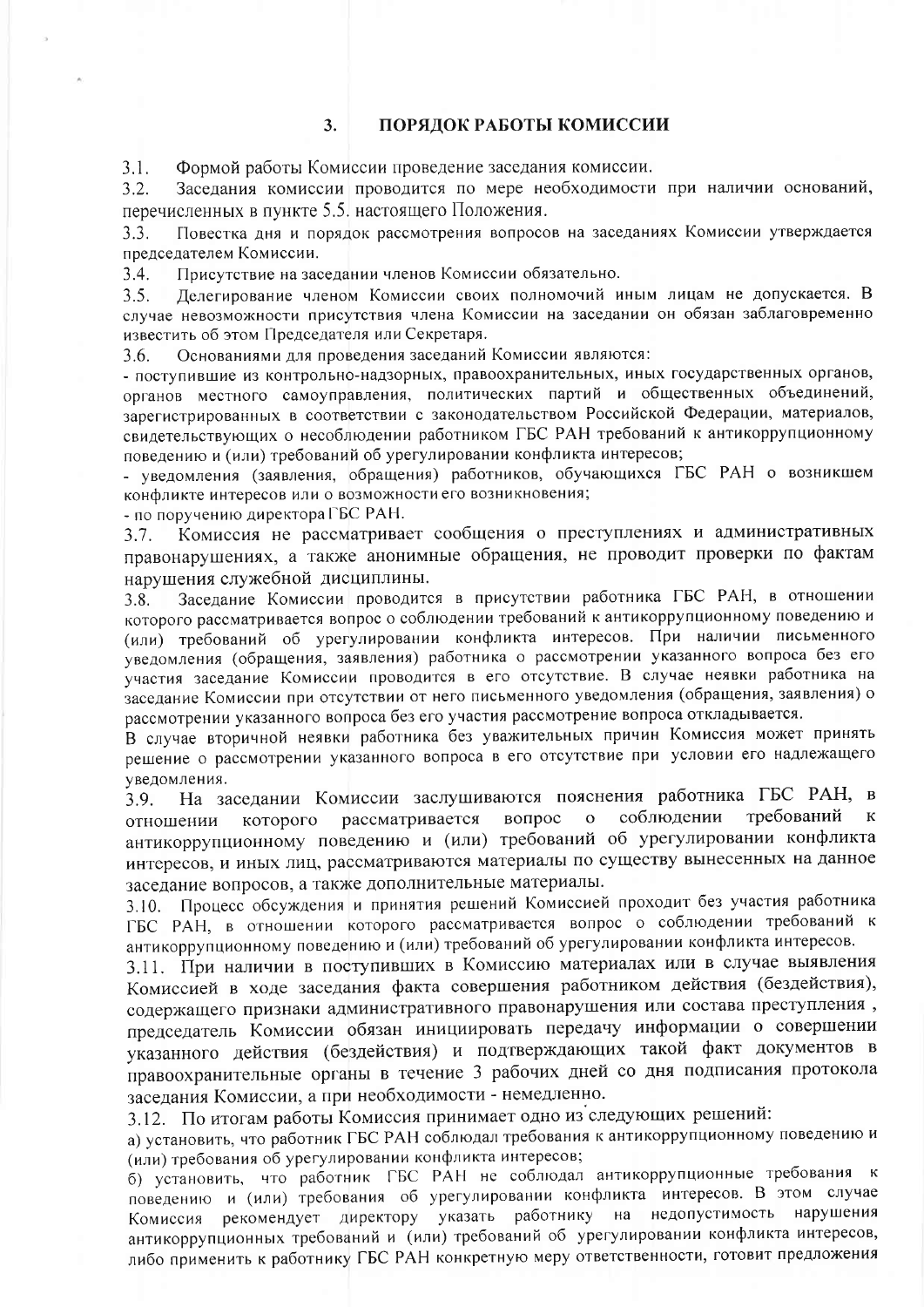## 3. ПОРЯДОК РАБОТЫ КОМИССИИ

3.1. Формой работы Комиссии проведение заседания комиссии.

3.2. Заседания комиссии проводится по мере необходимости при наличии оснований, перечисленных в пункте 5.5. настоящего Положения.

3.3. Повестка дня и порядок рассмотрения вопросов на заседаниях Комиссии утверждается председателем Комиссии.

3.4. Присутствие на заседании членов Комиссии обязательно.

3.5. Делегирование членом Комиссии своих полномочий иным лицам не допускается. В случае невозможности присутствия члена Комиссии на заседании он обязан заблаговременно известить об этом Председателя или Секретаря.

3.6. Основаниями для проведения заседаний Комиссии являются:

- поступившие из контрольно-надзорных, правоохранительных, иных государственных органов, органов местного самоуправления, политических партий и общественных объединений, зарегистрированных в соответствии с законодательством Российской Федерации, материалов, свидетельствующих о несоблюдении работником ГБС РАН требований к антикоррупционному поведению и (или) требований об урегулировании конфликта интересов;
- уведомления (заявления, обращения) работников, обучающихся ГБС РАН о возникшем конфликте интересов или о возможности его возникновения;
- по поручению директора ГБС РАН.

3.7. Комиссия не рассматривает сообщения о преступлениях и административных правонарушениях, а также анонимные обращения, не проводит проверки по фактам нарушения служебной дисциплины.

3.8. Заседание Комиссии проводится в присутствии работника ГБС РАН, в отношении которого рассматривается вопрос о соблюдении требований к антикоррупционному поведению и (или) требований об урегулировании конфликта интересов. При наличии письменного уведомления (обращения, заявления) работника о рассмотрении указанного вопроса без его участия заседание Комиссии проводится в его отсутствие. В случае неявки работника на заседание Комиссии при отсутствии от него письменного уведомления (обращения, заявления) о рассмотрении указанного вопроса без его участия рассмотрение вопроса откладывается.

В случае вторичной неявки работника без уважительных причин Комиссия может принять решение о рассмотрении указанного вопроса в его отсутствие при условии его надлежащего уведомления.

3.9. На заседании Комиссии заслушиваются пояснения работника ГБС РАН, в отношении которого рассматривается вопрос о соблюдении требований к антикоррупционному поведению и (или) требований об урегулировании конфликта интересов, и иных лиц, рассматриваются материалы по существу вынесенных на данное заседание вопросов, а также дополнительные материалы.

3.10. Процесс обсуждения и принятия решений Комиссией проходит без участия работника ГБС РАН, в отношении которого рассматривается вопрос о соблюдении требований к антикоррупционному поведению и (или) требований об урегулировании конфликта интересов.

3.11. При наличии в поступивших в Комиссию материалах или в случае выявления Комиссией в ходе заседания факта совершения работником действия (бездействия), содержащего признаки административного правонарушения или состава преступления , председатель Комиссии обязан инициировать передачу информации о совершении указанного действия (бездействия) и подтверждающих такой факт документов в правоохранительные органы в течение 3 рабочих дней со дня подписания протокола заседания Комиссии, а при необходимости - немедленно.

3.12. По итогам работы Комиссия принимает одно из следующих решений:

а) установить, что работник ГБС РАН соблюдал требования к антикоррупционному поведению и (или) требования об урегулировании конфликта интересов;

б) установить, что работник ГБС РАН не соблюдал антикоррупционные требования к поведению и (или) требования об урегулировании конфликта интересов. В этом случае Комиссия рекомендует директору указать работнику на недопустимость нарушения антикоррупционных требований и (или) требований об урегулировании конфликта интересов, либо применить к работнику ГБС РАН конкретную меру ответственности, готовит предложения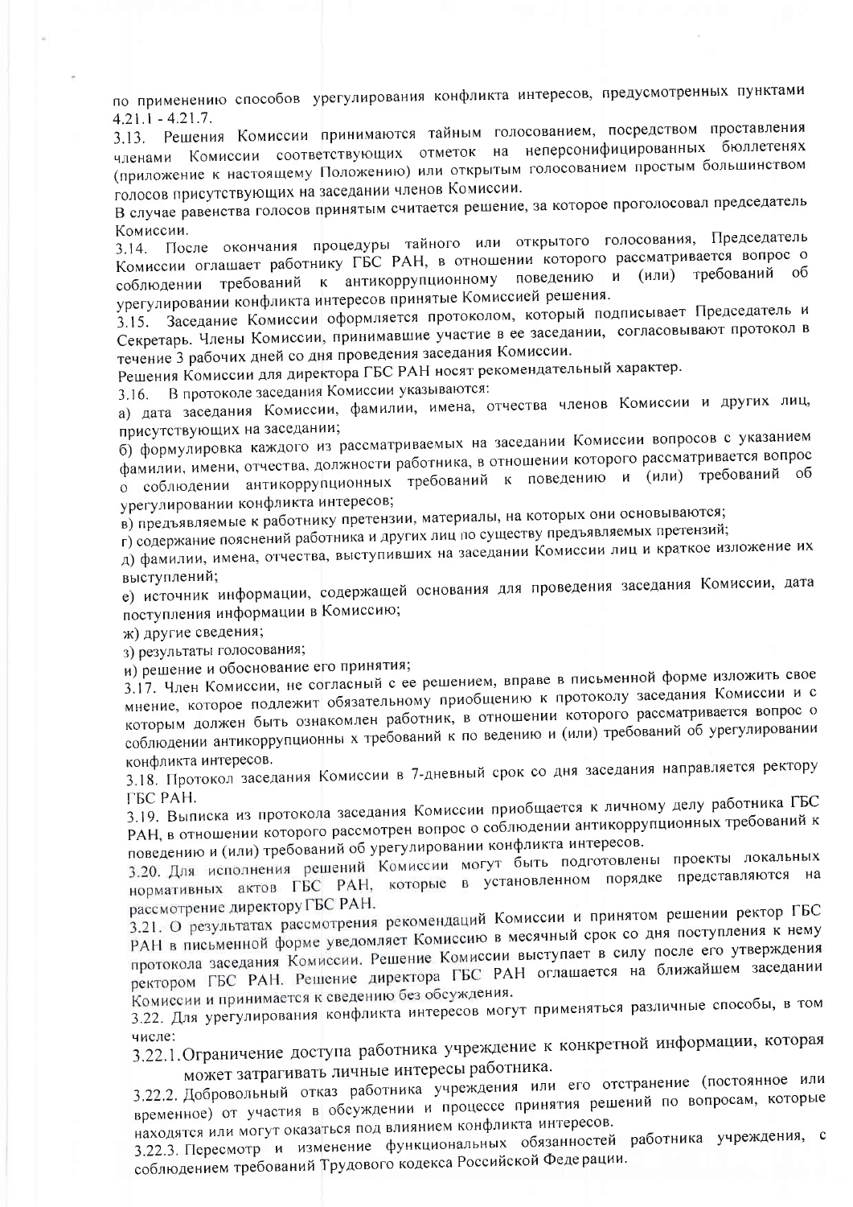по применению способов урегулирования конфликта интересов, предусмотренных пунктами 4.21.1 - 4.21.7.

3.13. Решения Комиссии принимаются тайным голосованием, посредством проставления членами Комиссии соответствующих отметок на неперсонифицированных бюллетенях (приложение к настоящему Положению) или открытым голосованием простым большинством голосов присутствующих на заседании членов Комиссии.

В случае равенства голосов принятым считается решение, за которое проголосовал председатель Комиссии.

3.14. После окончания процедуры тайного или открытого голосования, Председатель Комиссии оглашает работнику ГБС РАН, в отношении которого рассматривается вопрос о соблюдении требований к антикоррупционному поведению и (или) требований об урегулировании конфликта интересов принятые Комиссией решения.

3.15. Заседание Комиссии оформляется протоколом, который подписывает Председатель и Секретарь. Члены Комиссии, принимавшие участие в ее заседании, согласовывают протокол в течение 3 рабочих дней со дня проведения заседания Комиссии.

Решения Комиссии для директора ГБС РАН носят рекомендательный характер.

3.16. В протоколе заседания Комиссии указываются:

а) дата заседания Комиссии, фамилии, имена, отчества членов Комиссии и других лиц, присутствующих на заседании;

б) формулировка каждого из рассматриваемых на заседании Комиссии вопросов с указанием фамилии, имени, отчества, должности работника, в отношении которого рассматривается вопрос о соблюдении антикоррупционных требований к поведению и (или) требований об урегулировании конфликта интересов;

в) предъявляемые к работнику претензии, материалы, на которых они основываются;

г) содержание пояснений работника и других лиц по существу предъявляемых претензий;

д) фамилии, имена, отчества, выступивших на заседании Комиссии лиц и краткое изложение их выступлений;

е) источник информации, содержащей основания для проведения заседания Комиссии, дата поступления информации в Комиссию;

ж) другие сведения;

з) результаты голосования;

и) решение и обоснование его принятия;

3.17. Член Комиссии, не согласный с ее решением, вправе в письменной форме изложить свое мнение, которое подлежит обязательному приобщению к протоколу заседания Комиссии и с которым должен быть ознакомлен работник, в отношении которого рассматривается вопрос о соблюдении антикоррупционны х требований к по ведению и (или) требований об урегулировании конфликта интересов.

3.18. Протокол заседания Комиссии в 7-дневный срок со дня заседания направляется ректору ГБС РАН.

3.19. Выписка из протокола заседания Комиссии приобщается к личному делу работника ГБС РАН, в отношении которого рассмотрен вопрос о соблюдении антикоррупционных требований к поведению и (или) требований об урегулировании конфликта интересов.

3.20. Для исполнения решений Комиссии могут быть подготовлены проекты локальных нормативных актов ГБС РАН, которые в установленном порядке представляются на рассмотрение директору ГБС РАН.

3.21. О результатах рассмотрения рекомендаций Комиссии и принятом решении ректор ГБС РАН в письменной форме уведомляет Комиссию в месячный срок со дня поступления к нему протокола заседания Комиссии. Решение Комиссии выступает в силу после его утверждения ректором ГБС РАН. Решение директора ГБС РАН оглашается на ближайшем заседании Комиссии и принимается к сведению без обсуждения.

3.22. Для урегулирования конфликта интересов могут применяться различные способы, в том числе:

3.22.1. Ограничение доступа работника учреждение к конкретной информации, которая может затрагивать личные интересы работника.

3.22.2. Добровольный отказ работника учреждения или его отстранение (постоянное или временное) от участия в обсуждении и процессе принятия решений по вопросам, которые находятся или могут оказаться под влиянием конфликта интересов.

3.22.3. Пересмотр и изменение функциональных обязанностей работника учреждения, с соблюдением требований Трудового кодекса Российской Федерации.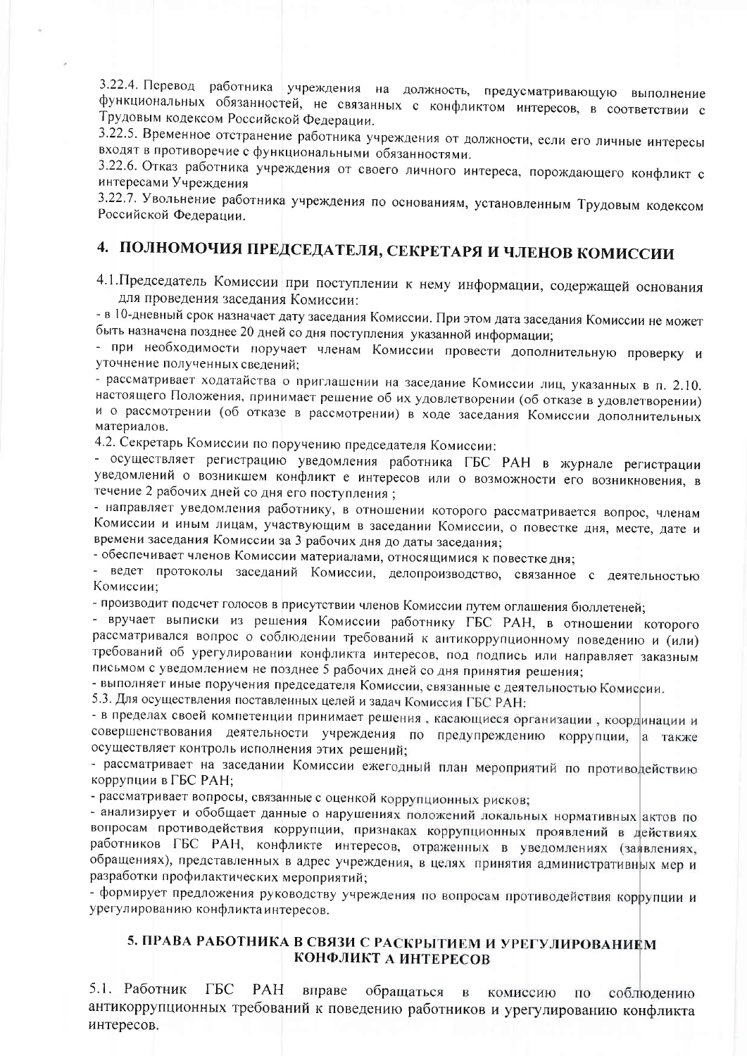3.22.4. Перевод работника учреждения на должность, предусматривающую выполнение функциональных обязанностей, не связанных с конфликтом интересов, в соответствии с Трудовым кодексом Российской Федерации.

3.22.5. Временное отстранение работника учреждения от должности, если его личные интересы входят в противоречие с функциональными обязанностями.

3.22.6. Отказ работника учреждения от своего личного интереса, порождающего конфликт с интересами Учреждения

3.22.7. Увольнение работника учреждения по основаниям, установленным Трудовым кодексом Российской Федерации.

## 4. ПОЛНОМОЧИЯ ПРЕДСЕДАТЕЛЯ, СЕКРЕТАРЯ И ЧЛЕНОВ КОМИССИИ

4.1.Председатель Комиссии при поступлении к нему информации, содержащей основания для проведения заседания Комиссии:

- в 10-дневный срок назначает дату заседания Комиссии. При этом дата заседания Комиссии не может быть назначена позднее 20 дней со дня поступления указанной информации;
- при необходимости поручает членам Комиссии провести дополнительную проверку и уточнение полученных сведений;
- рассматривает ходатайства о приглашении на заседание Комиссии лиц, указанных в п. 2.10. настоящего Положения, принимает решение об их удовлетворении (об отказе в удовлетворении) и о рассмотрении (об отказе в рассмотрении) в ходе заседания Комиссии дополнительных материалов.

4.2. Секретарь Комиссии по поручению председателя Комиссии:

- осуществляет регистрацию уведомления работника ГБС РАН в журнале регистрации уведомлений о возникшем конфликт е интересов или о возможности его возникновения, в течение 2 рабочих дней со дня его поступления ;
- направляет уведомления работнику, в отношении которого рассматривается вопрос, членам Комиссии и иным лицам, участвующим в заседании Комиссии, о повестке дня, месте, дате и времени заседания Комиссии за 3 рабочих дня до даты заседания;
- обеспечивает членов Комиссии материалами, относящимися к повестке дня;
- ведет протоколы заседаний Комиссии, делопроизводство, связанное с деятельностью Комиссии;
- производит подсчет голосов в присутствии членов Комиссии путем оглашения бюллетеней;
- вручает выписки из решения Комиссии работнику ГБС РАН, в отношении которого рассматривался вопрос о соблюдении требований к антикоррупционному поведению и (или) требований об урегулировании конфликта интересов, под подпись или направляет заказным письмом с уведомлением не позднее 5 рабочих дней со дня принятия решения;
- выполняет иные поручения председателя Комиссии, связанные с деятельностью Комиссии.

5.3. Для осуществления поставленных целей и задач Комиссия ГБС РАН:

- в пределах своей компетенции принимает решения , касающиеся организации , координации и совершенствования деятельности учреждения по предупреждению коррупции, а также осуществляет контроль исполнения этих решений;
- рассматривает на заседании Комиссии ежегодный план мероприятий по противодействию коррупции в ГБС РАН;
- рассматривает вопросы, связанные с оценкой коррупционных рисков;
- анализирует и обобщает данные о нарушениях положений локальных нормативных актов по вопросам противодействия коррупции, признаках коррупционных проявлений в действиях работников ГБС РАН, конфликте интересов, отраженных в уведомлениях (заявлениях, обращениях), представленных в адрес учреждения, в целях принятия административных мер и разработки профилактических мероприятий;
- формирует предложения руководству учреждения по вопросам противодействия коррупции и урегулированию конфликта интересов.

## 5. ПРАВА РАБОТНИКА В СВЯЗИ С РАСКРЫТИЕМ И УРЕГУЛИРОВАНИЕМ КОНФЛИКТ А ИНТЕРЕСОВ

5.1. Работник ГБС РАН вправе обращаться в комиссию по соблюдению антикоррупционных требований к поведению работников и урегулированию конфликта интересов.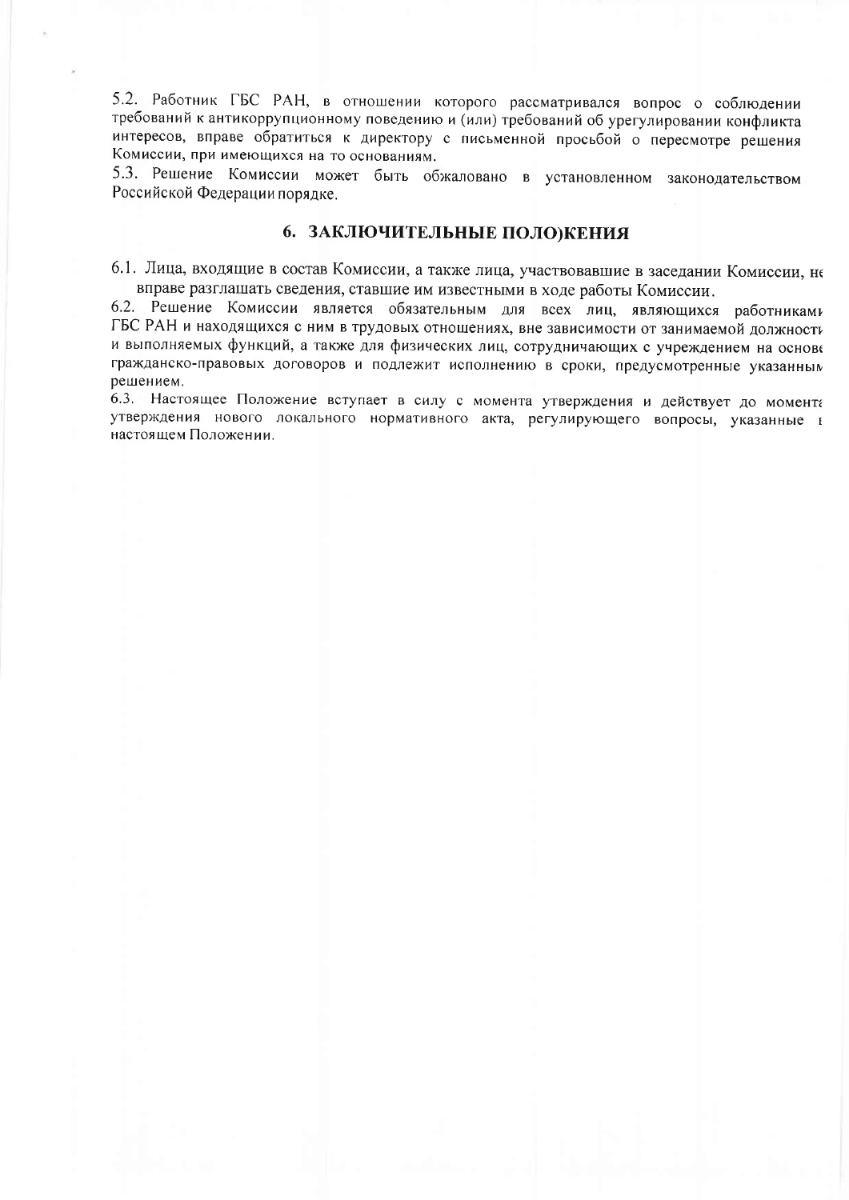5.2. Работник ГБС РАН, в отношении которого рассматривался вопрос о соблюдении требований к антикоррупционному поведению и (или) требований об урегулировании конфликта интересов, вправе обратиться к директору с письменной просьбой о пересмотре решения Комиссии, при имеющихся на то основаниям.

5.3. Решение Комиссии может быть обжаловано в установленном законодательством Российской Федерации порядке.

## 6. ЗАКЛЮЧИТЕЛЬНЫЕ ПОЛО)КЕНИЯ

6.1. Лица, входящие в состав Комиссии, а также лица, участвовавшие в заседании Комиссии, не вправе разглашать сведения, ставшие им известными в ходе работы Комиссии.

6.2. Решение Комиссии является обязательным для всех лиц, являющихся работниками ГБС РАН и находящихся с ним в трудовых отношениях, вне зависимости от занимаемой должности и выполняемых функций, а также для физических лиц, сотрудничающих с учреждением на основе гражданско-правовых договоров и подлежит исполнению в сроки, предусмотренные указанным решением.

6.3. Настоящее Положение вступает в силу с момента утверждения и действует до момента утверждения нового локального нормативного акта, регулирующего вопросы, указанные в настоящем Положении.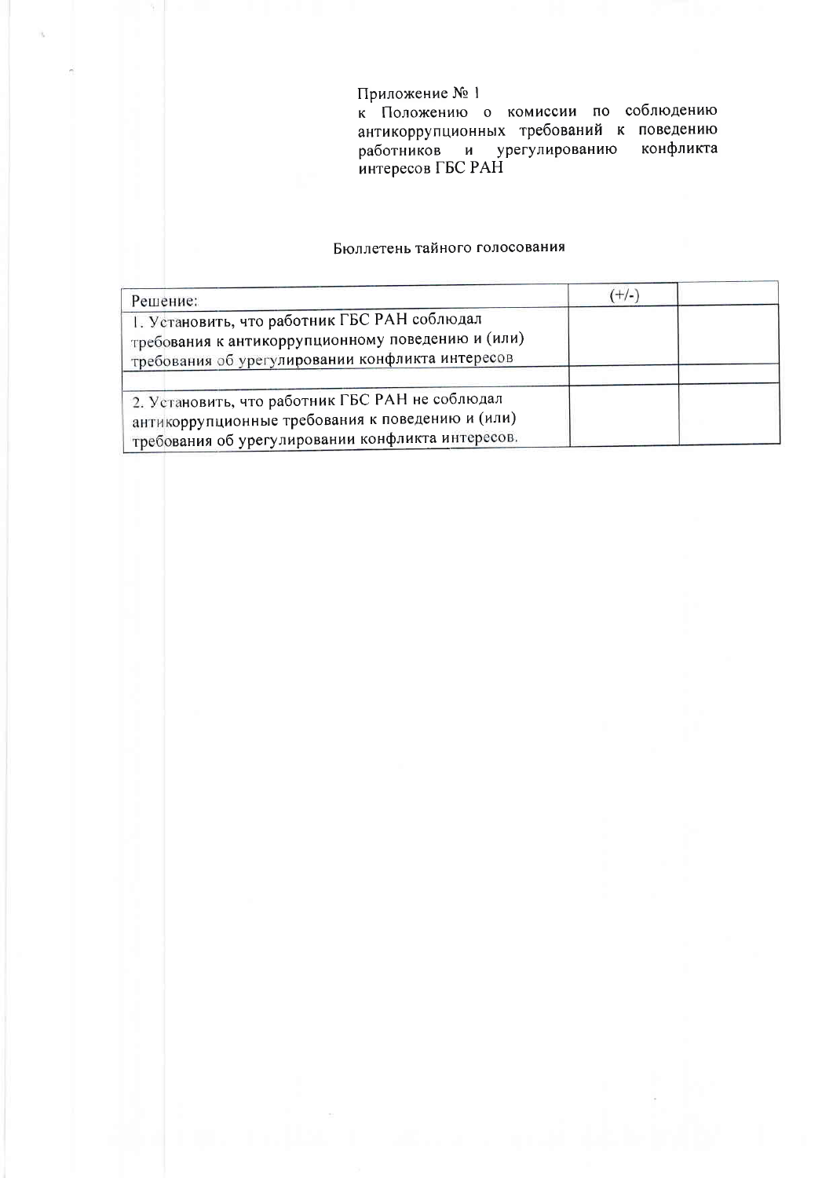Приложение № 1
к Положению о комиссии по соблюдению антикоррупционных требований к поведению работников и урегулированию конфликта интересов ГБС РАН

Бюллетень тайного голосования

| Решение: | (+/-) | |
|---|---|---|
| 1. Установить, что работник ГБС РАН соблюдал требования к антикоррупционному поведению и (или) требования об урегулировании конфликта интересов | | |
| | | |
| 2. Установить, что работник ГБС РАН не соблюдал антикоррупционные требования к поведению и (или) требования об урегулировании конфликта интересов. | | |